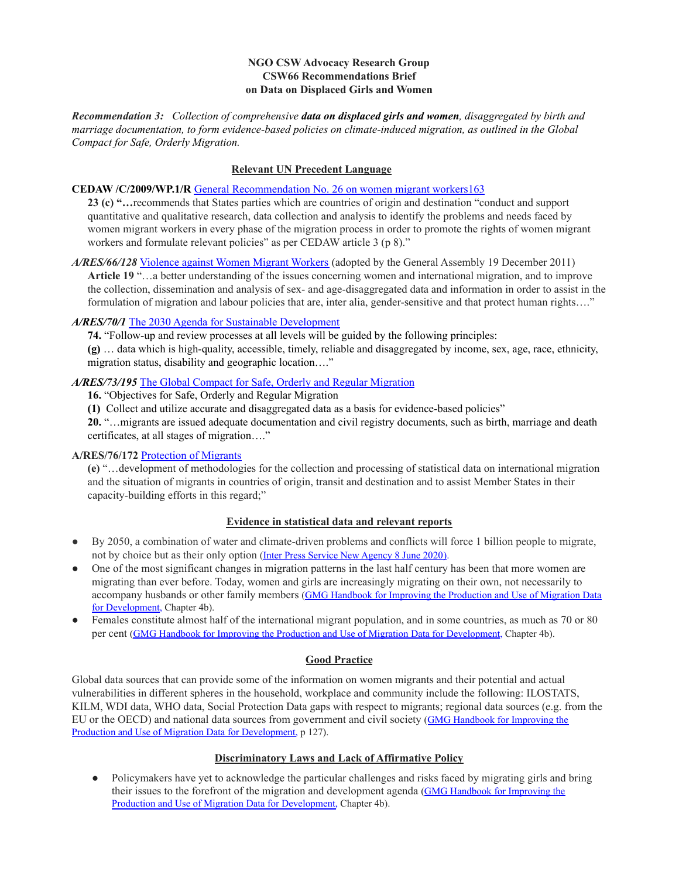**NGO CSW Advocacy Research Group**
**CSW66 Recommendations Brief**
**on Data on Displaced Girls and Women**

***Recommendation 3:*** *Collection of comprehensive* ***data on displaced girls and women****, disaggregated by birth and marriage documentation, to form evidence-based policies on climate-induced migration, as outlined in the Global Compact for Safe, Orderly Migration.*

## Relevant UN Precedent Language

**CEDAW /C/2009/WP.1/R** General Recommendation No. 26 on women migrant workers163

> **23 (c) "…**recommends that States parties which are countries of origin and destination "conduct and support quantitative and qualitative research, data collection and analysis to identify the problems and needs faced by women migrant workers in every phase of the migration process in order to promote the rights of women migrant workers and formulate relevant policies" as per CEDAW article 3 (p 8)."

***A/RES/66/128*** Violence against Women Migrant Workers (adopted by the General Assembly 19 December 2011)

> **Article 19** "…a better understanding of the issues concerning women and international migration, and to improve the collection, dissemination and analysis of sex- and age-disaggregated data and information in order to assist in the formulation of migration and labour policies that are, inter alia, gender-sensitive and that protect human rights…."

***A/RES/70/1*** The 2030 Agenda for Sustainable Development

> **74.** "Follow-up and review processes at all levels will be guided by the following principles:
> **(g)** … data which is high-quality, accessible, timely, reliable and disaggregated by income, sex, age, race, ethnicity, migration status, disability and geographic location…."

***A/RES/73/195*** The Global Compact for Safe, Orderly and Regular Migration

> **16.** "Objectives for Safe, Orderly and Regular Migration
> **(1)** Collect and utilize accurate and disaggregated data as a basis for evidence-based policies"
> **20.** "…migrants are issued adequate documentation and civil registry documents, such as birth, marriage and death certificates, at all stages of migration…."

**A/RES/76/172** Protection of Migrants

> **(e)** "…development of methodologies for the collection and processing of statistical data on international migration and the situation of migrants in countries of origin, transit and destination and to assist Member States in their capacity-building efforts in this regard;"

## Evidence in statistical data and relevant reports

- By 2050, a combination of water and climate-driven problems and conflicts will force 1 billion people to migrate, not by choice but as their only option (Inter Press Service New Agency 8 June 2020).
- One of the most significant changes in migration patterns in the last half century has been that more women are migrating than ever before. Today, women and girls are increasingly migrating on their own, not necessarily to accompany husbands or other family members (GMG Handbook for Improving the Production and Use of Migration Data for Development, Chapter 4b).
- Females constitute almost half of the international migrant population, and in some countries, as much as 70 or 80 per cent (GMG Handbook for Improving the Production and Use of Migration Data for Development, Chapter 4b).

## Good Practice

Global data sources that can provide some of the information on women migrants and their potential and actual vulnerabilities in different spheres in the household, workplace and community include the following: ILOSTATS, KILM, WDI data, WHO data, Social Protection Data gaps with respect to migrants; regional data sources (e.g. from the EU or the OECD) and national data sources from government and civil society (GMG Handbook for Improving the Production and Use of Migration Data for Development, p 127).

## Discriminatory Laws and Lack of Affirmative Policy

- Policymakers have yet to acknowledge the particular challenges and risks faced by migrating girls and bring their issues to the forefront of the migration and development agenda (GMG Handbook for Improving the Production and Use of Migration Data for Development, Chapter 4b).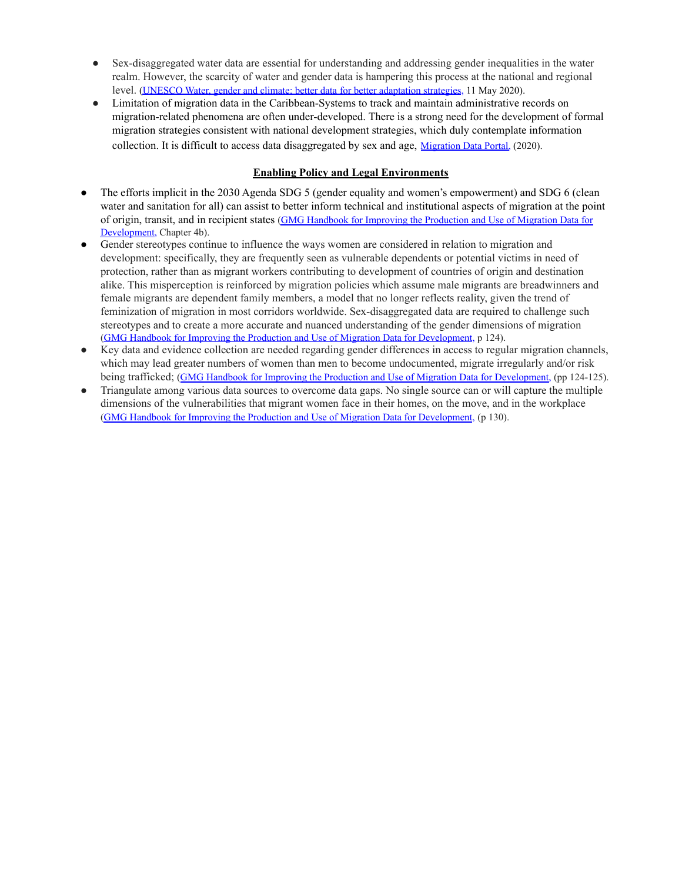- Sex-disaggregated water data are essential for understanding and addressing gender inequalities in the water realm. However, the scarcity of water and gender data is hampering this process at the national and regional level. (UNESCO Water, gender and climate: better data for better adaptation strategies, 11 May 2020).
- Limitation of migration data in the Caribbean-Systems to track and maintain administrative records on migration-related phenomena are often under-developed. There is a strong need for the development of formal migration strategies consistent with national development strategies, which duly contemplate information collection. It is difficult to access data disaggregated by sex and age, Migration Data Portal, (2020).

**Enabling Policy and Legal Environments**

- The efforts implicit in the 2030 Agenda SDG 5 (gender equality and women's empowerment) and SDG 6 (clean water and sanitation for all) can assist to better inform technical and institutional aspects of migration at the point of origin, transit, and in recipient states (GMG Handbook for Improving the Production and Use of Migration Data for Development, Chapter 4b).
- Gender stereotypes continue to influence the ways women are considered in relation to migration and development: specifically, they are frequently seen as vulnerable dependents or potential victims in need of protection, rather than as migrant workers contributing to development of countries of origin and destination alike. This misperception is reinforced by migration policies which assume male migrants are breadwinners and female migrants are dependent family members, a model that no longer reflects reality, given the trend of feminization of migration in most corridors worldwide. Sex-disaggregated data are required to challenge such stereotypes and to create a more accurate and nuanced understanding of the gender dimensions of migration (GMG Handbook for Improving the Production and Use of Migration Data for Development, p 124).
- Key data and evidence collection are needed regarding gender differences in access to regular migration channels, which may lead greater numbers of women than men to become undocumented, migrate irregularly and/or risk being trafficked; (GMG Handbook for Improving the Production and Use of Migration Data for Development, (pp 124-125).
- Triangulate among various data sources to overcome data gaps. No single source can or will capture the multiple dimensions of the vulnerabilities that migrant women face in their homes, on the move, and in the workplace (GMG Handbook for Improving the Production and Use of Migration Data for Development, (p 130).